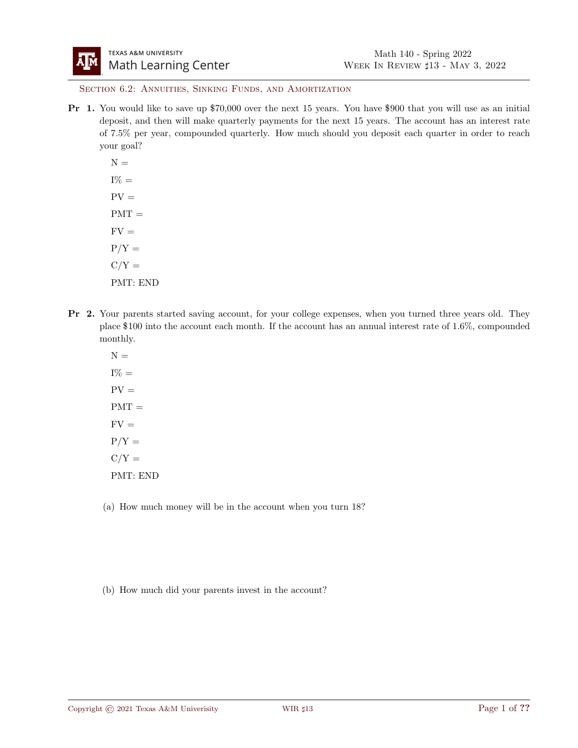## Section 6.2: Annuities, Sinking Funds, and Amortization

**Pr 1.** You would like to save up $70,000 over the next 15 years. You have $900 that you will use as an initial deposit, and then will make quarterly payments for the next 15 years. The account has an interest rate of 7.5% per year, compounded quarterly. How much should you deposit each quarter in order to reach your goal?

N =

I% =

PV =

PMT =

FV =

P/Y =

C/Y =

PMT: END

**Pr 2.** Your parents started saving account, for your college expenses, when you turned three years old. They place $100 into the account each month. If the account has an annual interest rate of 1.6%, compounded monthly.

N =

I% =

PV =

PMT =

FV =

P/Y =

C/Y =

PMT: END

(a) How much money will be in the account when you turn 18?

(b) How much did your parents invest in the account?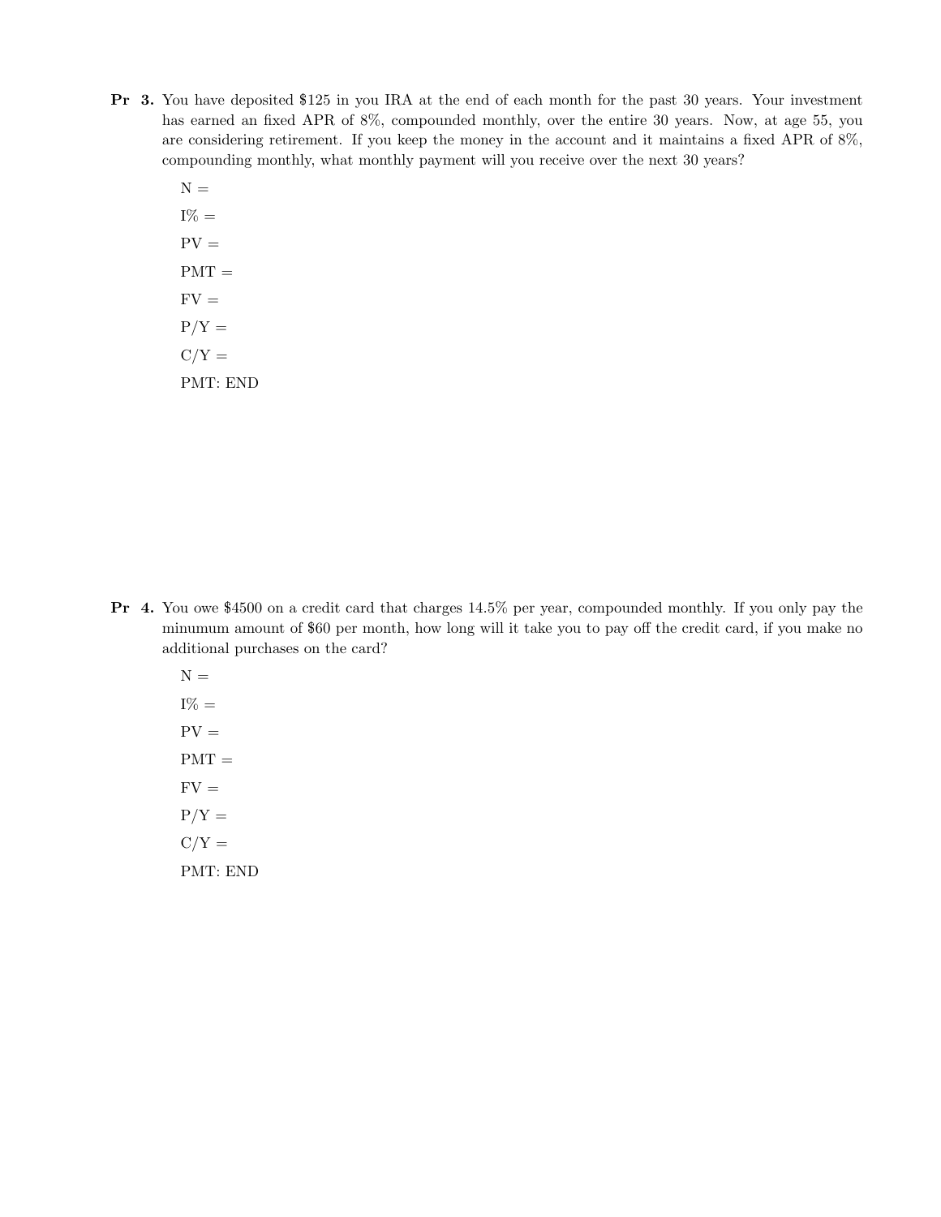**Pr 3.** You have deposited \$125 in you IRA at the end of each month for the past 30 years. Your investment has earned an fixed APR of 8%, compounded monthly, over the entire 30 years. Now, at age 55, you are considering retirement. If you keep the money in the account and it maintains a fixed APR of 8%, compounding monthly, what monthly payment will you receive over the next 30 years?

N =

I% =

PV =

PMT =

FV =

P/Y =

C/Y =

PMT: END

**Pr 4.** You owe \$4500 on a credit card that charges 14.5% per year, compounded monthly. If you only pay the minumum amount of \$60 per month, how long will it take you to pay off the credit card, if you make no additional purchases on the card?

N =

I% =

PV =

PMT =

FV =

P/Y =

C/Y =

PMT: END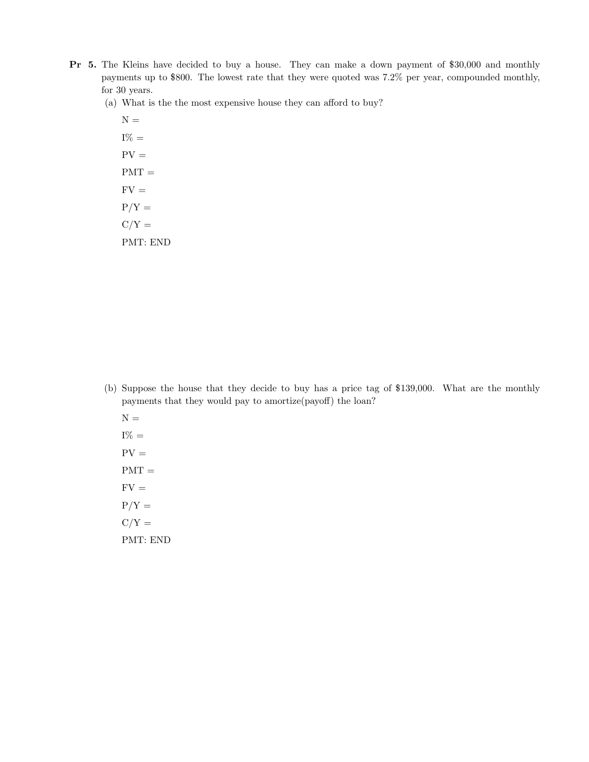**Pr 5.** The Kleins have decided to buy a house. They can make a down payment of $30,000 and monthly payments up to $800. The lowest rate that they were quoted was 7.2% per year, compounded monthly, for 30 years.

(a) What is the the most expensive house they can afford to buy?

N =

I% =

PV =

PMT =

FV =

P/Y =

C/Y =

PMT: END

(b) Suppose the house that they decide to buy has a price tag of $139,000. What are the monthly payments that they would pay to amortize(payoff) the loan?

N =

I% =

PV =

PMT =

FV =

P/Y =

C/Y =

PMT: END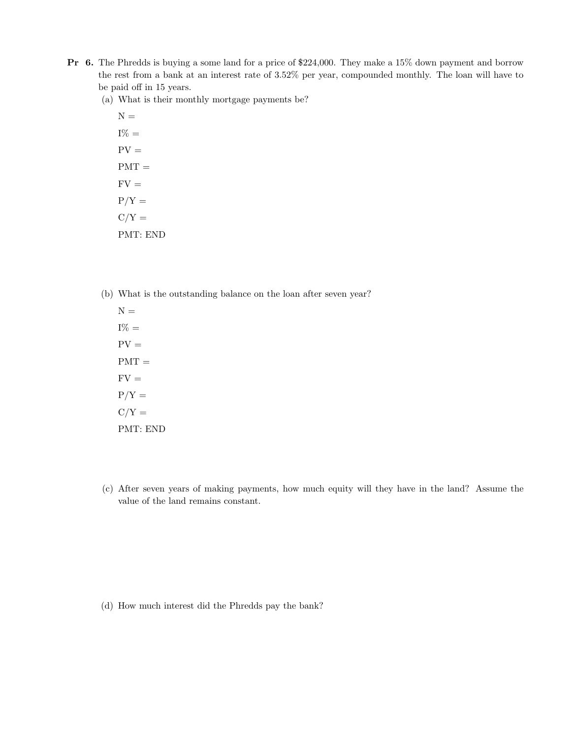**Pr 6.** The Phredds is buying a some land for a price of \$224,000. They make a 15% down payment and borrow the rest from a bank at an interest rate of 3.52% per year, compounded monthly. The loan will have to be paid off in 15 years.

(a) What is their monthly mortgage payments be?

N =

I% =

PV =

PMT =

FV =

P/Y =

C/Y =

PMT: END

(b) What is the outstanding balance on the loan after seven year?

N =

I% =

PV =

PMT =

FV =

P/Y =

C/Y =

PMT: END

(c) After seven years of making payments, how much equity will they have in the land? Assume the value of the land remains constant.

(d) How much interest did the Phredds pay the bank?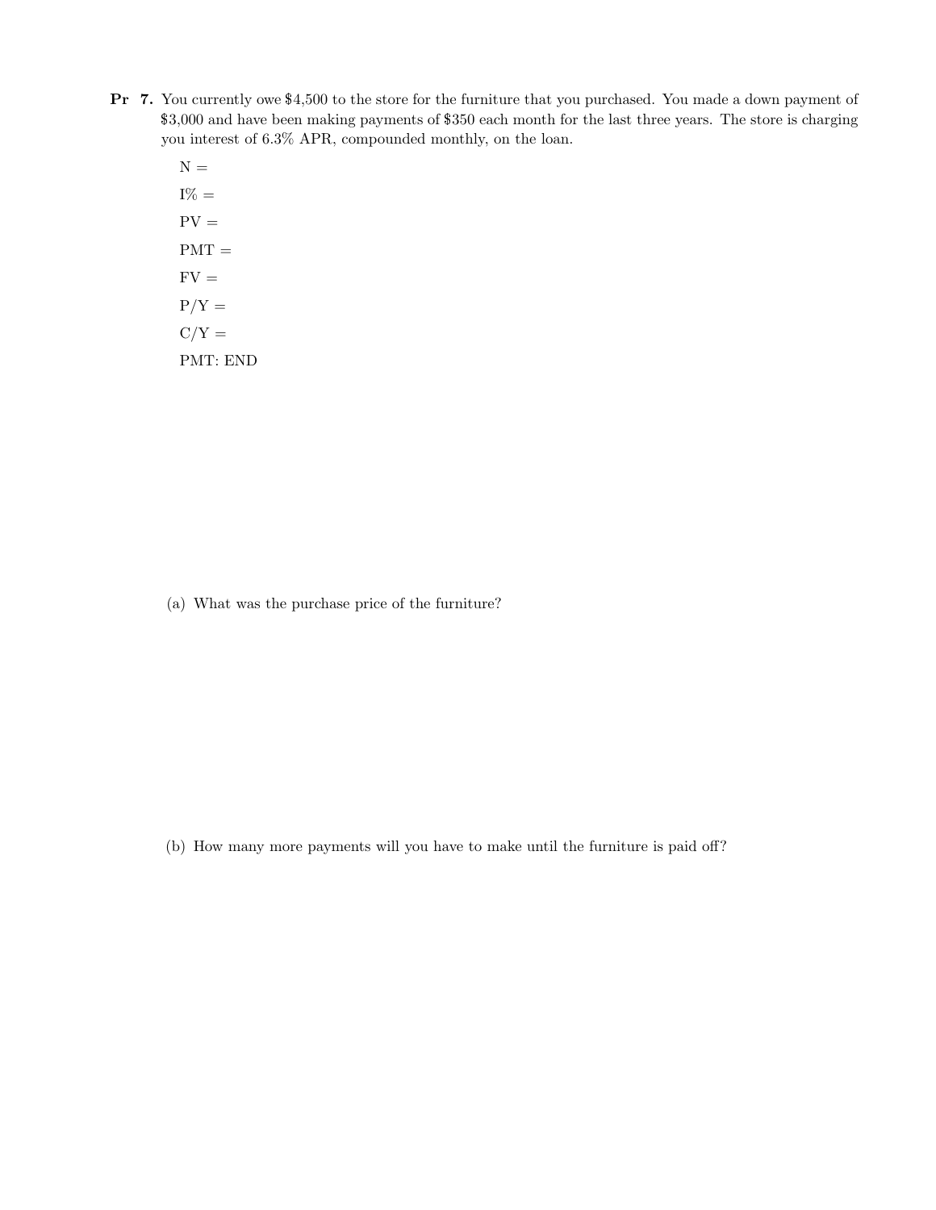**Pr 7.** You currently owe $4,500 to the store for the furniture that you purchased. You made a down payment of $3,000 and have been making payments of $350 each month for the last three years. The store is charging you interest of 6.3% APR, compounded monthly, on the loan.

N =

I% =

PV =

PMT =

FV =

P/Y =

C/Y =

PMT: END

(a) What was the purchase price of the furniture?

(b) How many more payments will you have to make until the furniture is paid off?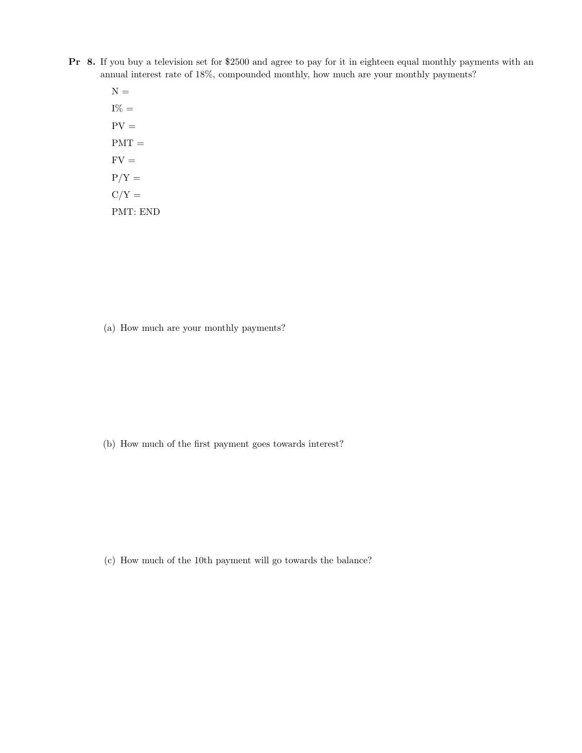**Pr 8.** If you buy a television set for $2500 and agree to pay for it in eighteen equal monthly payments with an annual interest rate of 18%, compounded monthly, how much are your monthly payments?

N =

I% =

PV =

PMT =

FV =

P/Y =

C/Y =

PMT: END

(a) How much are your monthly payments?

(b) How much of the first payment goes towards interest?

(c) How much of the 10th payment will go towards the balance?